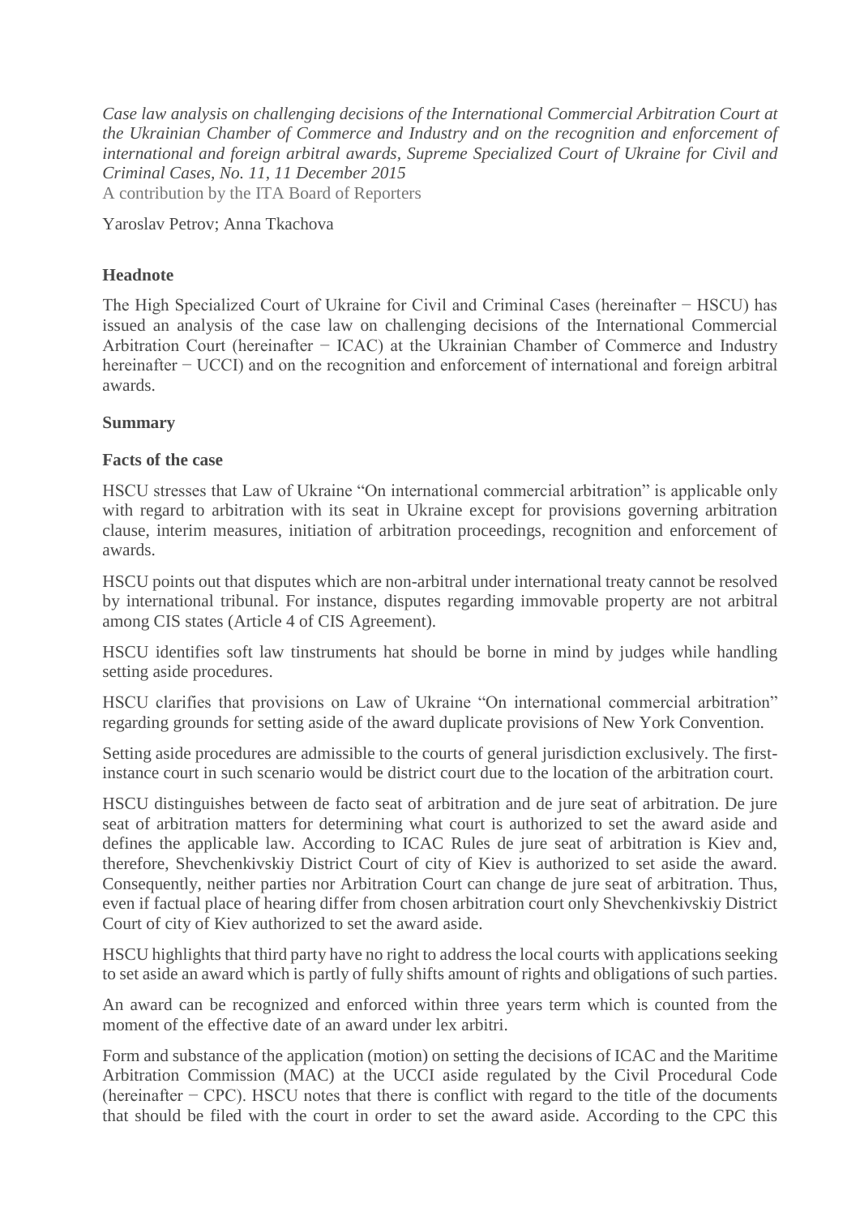*Case law analysis on challenging decisions of the International Commercial Arbitration Court at the Ukrainian Chamber of Commerce and Industry and on the recognition and enforcement of international and foreign arbitral awards, Supreme Specialized Court of Ukraine for Civil and Criminal Cases, No. 11, 11 December 2015*

A contribution by the ITA Board of Reporters

Yaroslav Petrov; Anna Tkachova

**Headnote**

The High Specialized Court of Ukraine for Civil and Criminal Cases (hereinafter − HSCU) has issued an analysis of the case law on challenging decisions of the International Commercial Arbitration Court (hereinafter − ICAC) at the Ukrainian Chamber of Commerce and Industry hereinafter − UCCI) and on the recognition and enforcement of international and foreign arbitral awards.

**Summary**

**Facts of the case**

HSCU stresses that Law of Ukraine "On international commercial arbitration" is applicable only with regard to arbitration with its seat in Ukraine except for provisions governing arbitration clause, interim measures, initiation of arbitration proceedings, recognition and enforcement of awards.

HSCU points out that disputes which are non-arbitral under international treaty cannot be resolved by international tribunal. For instance, disputes regarding immovable property are not arbitral among CIS states (Article 4 of CIS Agreement).

HSCU identifies soft law tinstruments hat should be borne in mind by judges while handling setting aside procedures.

HSCU clarifies that provisions on Law of Ukraine "On international commercial arbitration" regarding grounds for setting aside of the award duplicate provisions of New York Convention.

Setting aside procedures are admissible to the courts of general jurisdiction exclusively. The first-instance court in such scenario would be district court due to the location of the arbitration court.

HSCU distinguishes between de facto seat of arbitration and de jure seat of arbitration. De jure seat of arbitration matters for determining what court is authorized to set the award aside and defines the applicable law. According to ICAC Rules de jure seat of arbitration is Kiev and, therefore, Shevchenkivskiy District Court of city of Kiev is authorized to set aside the award. Consequently, neither parties nor Arbitration Court can change de jure seat of arbitration. Thus, even if factual place of hearing differ from chosen arbitration court only Shevchenkivskiy District Court of city of Kiev authorized to set the award aside.

HSCU highlights that third party have no right to address the local courts with applications seeking to set aside an award which is partly of fully shifts amount of rights and obligations of such parties.

An award can be recognized and enforced within three years term which is counted from the moment of the effective date of an award under lex arbitri.

Form and substance of the application (motion) on setting the decisions of ICAC and the Maritime Arbitration Commission (MAC) at the UCCI aside regulated by the Civil Procedural Code (hereinafter − CPC). HSCU notes that there is conflict with regard to the title of the documents that should be filed with the court in order to set the award aside. According to the CPC this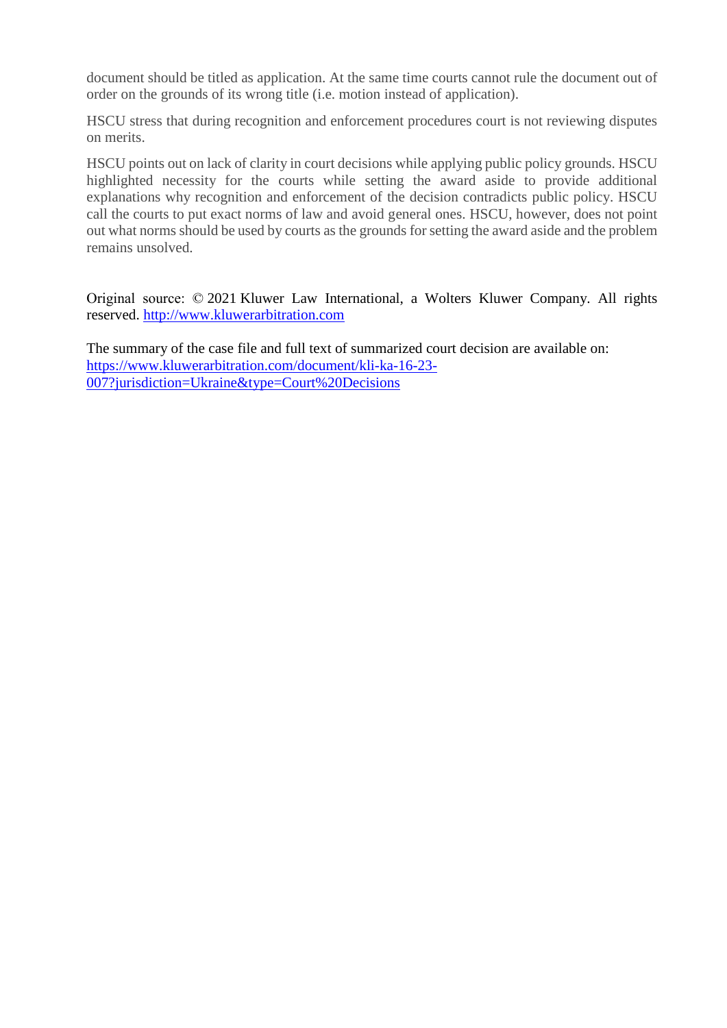document should be titled as application. At the same time courts cannot rule the document out of order on the grounds of its wrong title (i.e. motion instead of application).

HSCU stress that during recognition and enforcement procedures court is not reviewing disputes on merits.

HSCU points out on lack of clarity in court decisions while applying public policy grounds. HSCU highlighted necessity for the courts while setting the award aside to provide additional explanations why recognition and enforcement of the decision contradicts public policy. HSCU call the courts to put exact norms of law and avoid general ones. HSCU, however, does not point out what norms should be used by courts as the grounds for setting the award aside and the problem remains unsolved.

Original source: © 2021 Kluwer Law International, a Wolters Kluwer Company. All rights reserved. [http://www.kluwerarbitration.com](http://www.kluwerarbitration.com)

The summary of the case file and full text of summarized court decision are available on: [https://www.kluwerarbitration.com/document/kli-ka-16-23-007?jurisdiction=Ukraine&type=Court%20Decisions](https://www.kluwerarbitration.com/document/kli-ka-16-23-007?jurisdiction=Ukraine&type=Court%20Decisions)